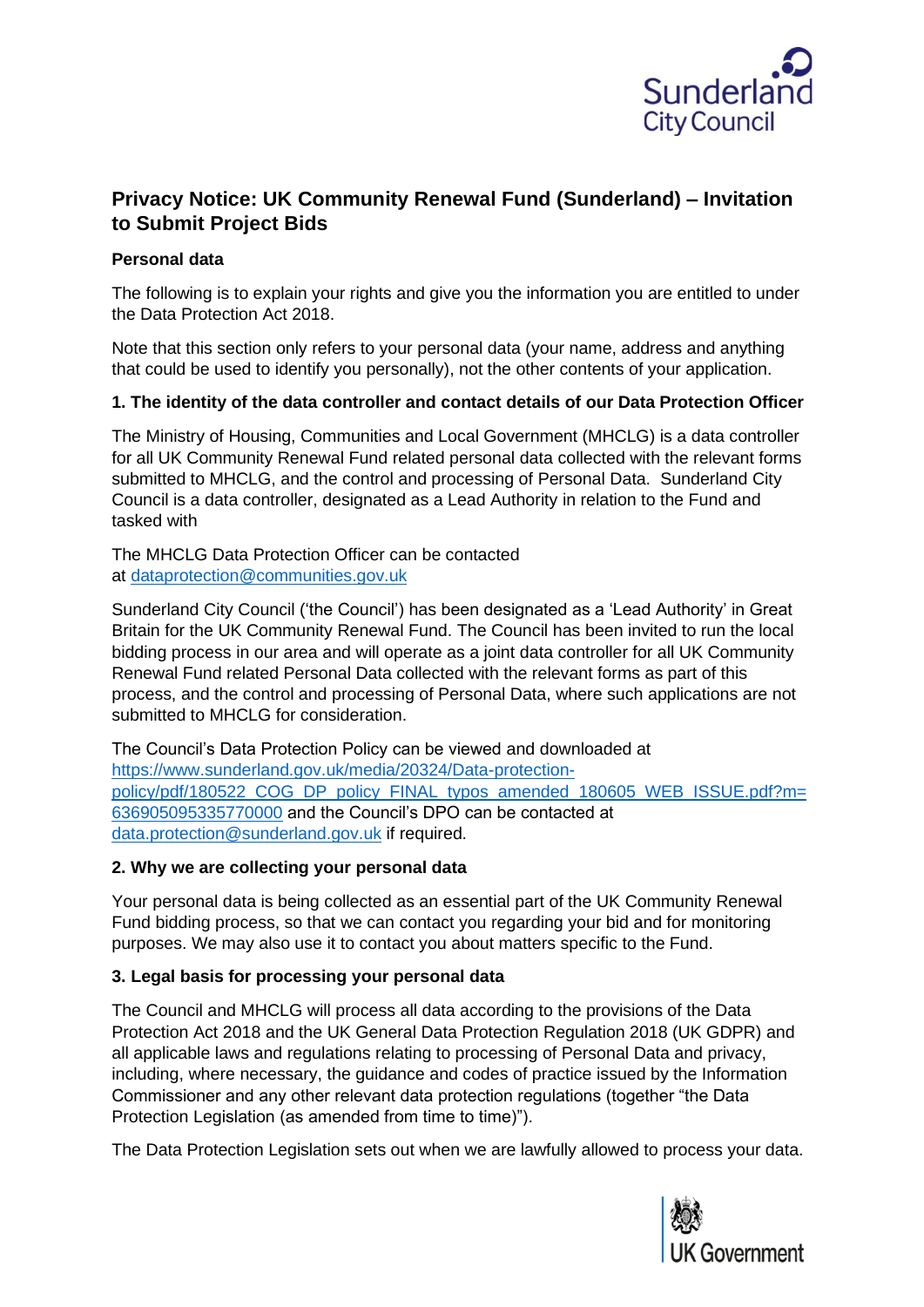## Privacy Notice: UK Community Renewal Fund (Sunderland) – Invitation to Submit Project Bids

### Personal data

The following is to explain your rights and give you the information you are entitled to under the Data Protection Act 2018.

Note that this section only refers to your personal data (your name, address and anything that could be used to identify you personally), not the other contents of your application.

### 1. The identity of the data controller and contact details of our Data Protection Officer

The Ministry of Housing, Communities and Local Government (MHCLG) is a data controller for all UK Community Renewal Fund related personal data collected with the relevant forms submitted to MHCLG, and the control and processing of Personal Data. Sunderland City Council is a data controller, designated as a Lead Authority in relation to the Fund and tasked with

The MHCLG Data Protection Officer can be contacted at [dataprotection@communities.gov.uk](mailto:dataprotection@communities.gov.uk)

Sunderland City Council ('the Council') has been designated as a 'Lead Authority' in Great Britain for the UK Community Renewal Fund. The Council has been invited to run the local bidding process in our area and will operate as a joint data controller for all UK Community Renewal Fund related Personal Data collected with the relevant forms as part of this process, and the control and processing of Personal Data, where such applications are not submitted to MHCLG for consideration.

The Council's Data Protection Policy can be viewed and downloaded at [https://www.sunderland.gov.uk/media/20324/Data-protection-policy/pdf/180522_COG_DP_policy_FINAL_typos_amended_180605_WEB_ISSUE.pdf?m=636905095335770000](https://www.sunderland.gov.uk/media/20324/Data-protection-policy/pdf/180522_COG_DP_policy_FINAL_typos_amended_180605_WEB_ISSUE.pdf?m=636905095335770000) and the Council's DPO can be contacted at [data.protection@sunderland.gov.uk](mailto:data.protection@sunderland.gov.uk) if required.

### 2. Why we are collecting your personal data

Your personal data is being collected as an essential part of the UK Community Renewal Fund bidding process, so that we can contact you regarding your bid and for monitoring purposes. We may also use it to contact you about matters specific to the Fund.

### 3. Legal basis for processing your personal data

The Council and MHCLG will process all data according to the provisions of the Data Protection Act 2018 and the UK General Data Protection Regulation 2018 (UK GDPR) and all applicable laws and regulations relating to processing of Personal Data and privacy, including, where necessary, the guidance and codes of practice issued by the Information Commissioner and any other relevant data protection regulations (together "the Data Protection Legislation (as amended from time to time)").

The Data Protection Legislation sets out when we are lawfully allowed to process your data.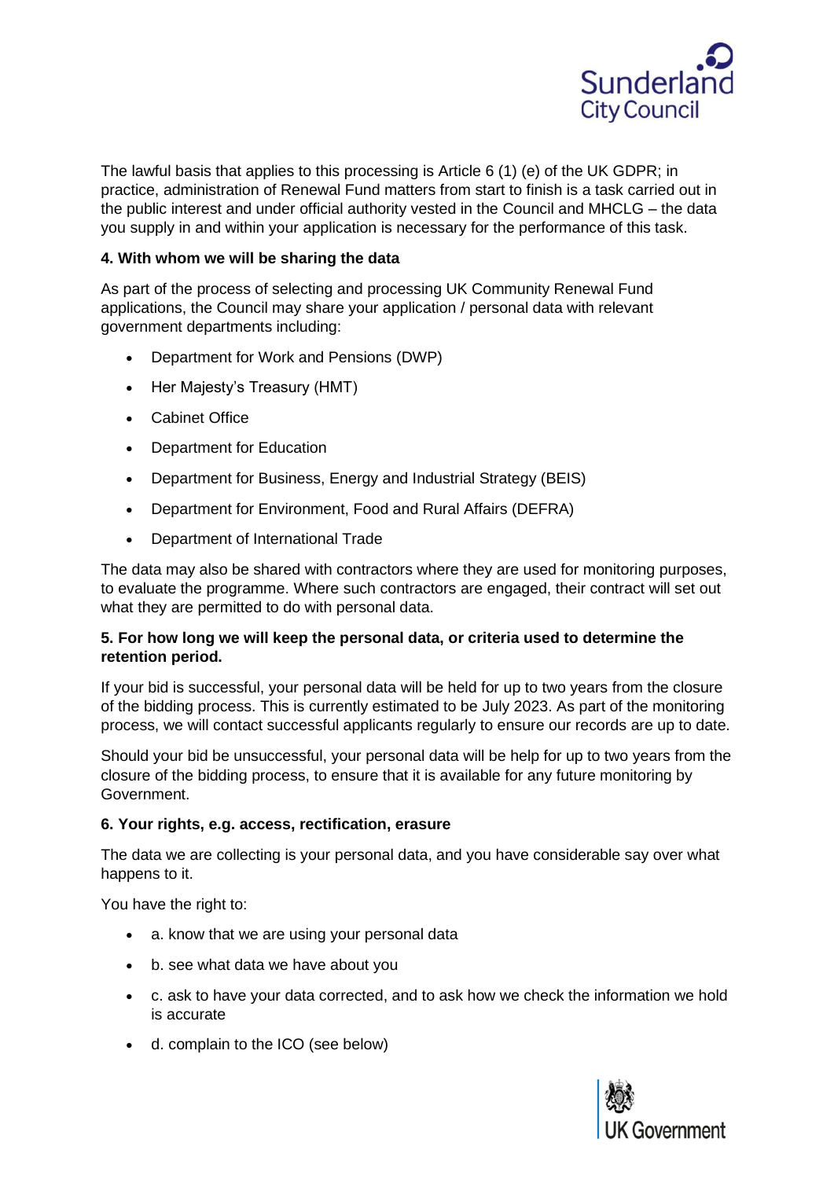The lawful basis that applies to this processing is Article 6 (1) (e) of the UK GDPR; in practice, administration of Renewal Fund matters from start to finish is a task carried out in the public interest and under official authority vested in the Council and MHCLG – the data you supply in and within your application is necessary for the performance of this task.

**4. With whom we will be sharing the data**

As part of the process of selecting and processing UK Community Renewal Fund applications, the Council may share your application / personal data with relevant government departments including:

- Department for Work and Pensions (DWP)
- Her Majesty's Treasury (HMT)
- Cabinet Office
- Department for Education
- Department for Business, Energy and Industrial Strategy (BEIS)
- Department for Environment, Food and Rural Affairs (DEFRA)
- Department of International Trade

The data may also be shared with contractors where they are used for monitoring purposes, to evaluate the programme. Where such contractors are engaged, their contract will set out what they are permitted to do with personal data.

**5. For how long we will keep the personal data, or criteria used to determine the retention period.**

If your bid is successful, your personal data will be held for up to two years from the closure of the bidding process. This is currently estimated to be July 2023. As part of the monitoring process, we will contact successful applicants regularly to ensure our records are up to date.

Should your bid be unsuccessful, your personal data will be help for up to two years from the closure of the bidding process, to ensure that it is available for any future monitoring by Government.

**6. Your rights, e.g. access, rectification, erasure**

The data we are collecting is your personal data, and you have considerable say over what happens to it.

You have the right to:

- a. know that we are using your personal data
- b. see what data we have about you
- c. ask to have your data corrected, and to ask how we check the information we hold is accurate
- d. complain to the ICO (see below)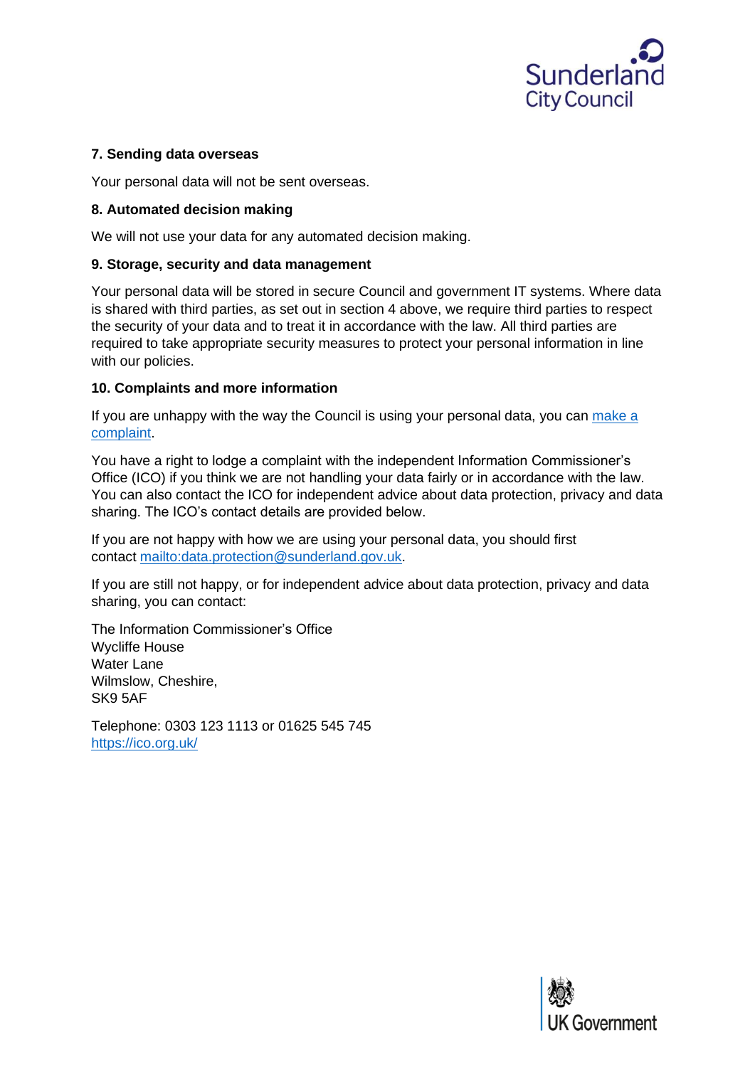**7. Sending data overseas**

Your personal data will not be sent overseas.

**8. Automated decision making**

We will not use your data for any automated decision making.

**9. Storage, security and data management**

Your personal data will be stored in secure Council and government IT systems. Where data is shared with third parties, as set out in section 4 above, we require third parties to respect the security of your data and to treat it in accordance with the law. All third parties are required to take appropriate security measures to protect your personal information in line with our policies.

**10. Complaints and more information**

If you are unhappy with the way the Council is using your personal data, you can make a complaint.

You have a right to lodge a complaint with the independent Information Commissioner's Office (ICO) if you think we are not handling your data fairly or in accordance with the law. You can also contact the ICO for independent advice about data protection, privacy and data sharing. The ICO's contact details are provided below.

If you are not happy with how we are using your personal data, you should first contact mailto:data.protection@sunderland.gov.uk.

If you are still not happy, or for independent advice about data protection, privacy and data sharing, you can contact:

The Information Commissioner's Office
Wycliffe House
Water Lane
Wilmslow, Cheshire,
SK9 5AF

Telephone: 0303 123 1113 or 01625 545 745
https://ico.org.uk/